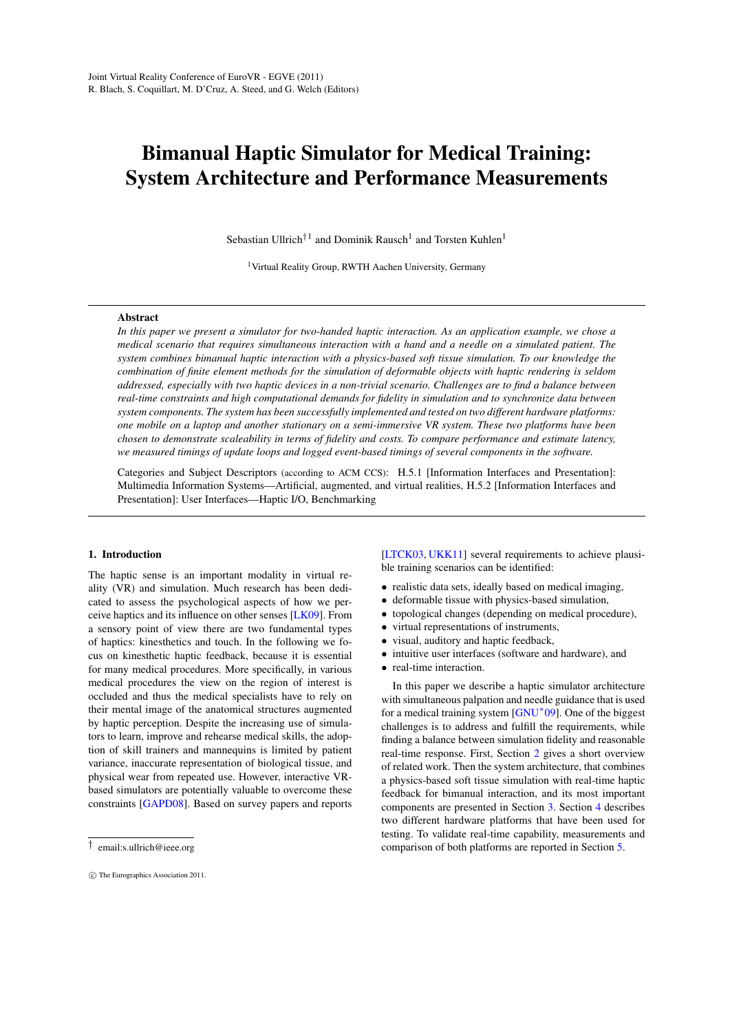Joint Virtual Reality Conference of EuroVR - EGVE (2011)
R. Blach, S. Coquillart, M. D'Cruz, A. Steed, and G. Welch (Editors)

# Bimanual Haptic Simulator for Medical Training: System Architecture and Performance Measurements

Sebastian Ullrich[†1] and Dominik Rausch[1] and Torsten Kuhlen[1]

[1] Virtual Reality Group, RWTH Aachen University, Germany

## Abstract

*In this paper we present a simulator for two-handed haptic interaction. As an application example, we chose a medical scenario that requires simultaneous interaction with a hand and a needle on a simulated patient. The system combines bimanual haptic interaction with a physics-based soft tissue simulation. To our knowledge the combination of finite element methods for the simulation of deformable objects with haptic rendering is seldom addressed, especially with two haptic devices in a non-trivial scenario. Challenges are to find a balance between real-time constraints and high computational demands for fidelity in simulation and to synchronize data between system components. The system has been successfully implemented and tested on two different hardware platforms: one mobile on a laptop and another stationary on a semi-immersive VR system. These two platforms have been chosen to demonstrate scaleability in terms of fidelity and costs. To compare performance and estimate latency, we measured timings of update loops and logged event-based timings of several components in the software.*

Categories and Subject Descriptors (according to ACM CCS): H.5.1 [Information Interfaces and Presentation]: Multimedia Information Systems—Artificial, augmented, and virtual realities, H.5.2 [Information Interfaces and Presentation]: User Interfaces—Haptic I/O, Benchmarking

## 1. Introduction

The haptic sense is an important modality in virtual reality (VR) and simulation. Much research has been dedicated to assess the psychological aspects of how we perceive haptics and its influence on other senses [LK09]. From a sensory point of view there are two fundamental types of haptics: kinesthetics and touch. In the following we focus on kinesthetic haptic feedback, because it is essential for many medical procedures. More specifically, in various medical procedures the view on the region of interest is occluded and thus the medical specialists have to rely on their mental image of the anatomical structures augmented by haptic perception. Despite the increasing use of simulators to learn, improve and rehearse medical skills, the adoption of skill trainers and mannequins is limited by patient variance, inaccurate representation of biological tissue, and physical wear from repeated use. However, interactive VR-based simulators are potentially valuable to overcome these constraints [GAPD08]. Based on survey papers and reports [LTCK03, UKK11] several requirements to achieve plausible training scenarios can be identified:

- realistic data sets, ideally based on medical imaging,
- deformable tissue with physics-based simulation,
- topological changes (depending on medical procedure),
- virtual representations of instruments,
- visual, auditory and haptic feedback,
- intuitive user interfaces (software and hardware), and
- real-time interaction.

In this paper we describe a haptic simulator architecture with simultaneous palpation and needle guidance that is used for a medical training system [GNU*09]. One of the biggest challenges is to address and fulfill the requirements, while finding a balance between simulation fidelity and reasonable real-time response. First, Section 2 gives a short overview of related work. Then the system architecture, that combines a physics-based soft tissue simulation with real-time haptic feedback for bimanual interaction, and its most important components are presented in Section 3. Section 4 describes two different hardware platforms that have been used for testing. To validate real-time capability, measurements and comparison of both platforms are reported in Section 5.

[†] email:s.ullrich@ieee.org

© The Eurographics Association 2011.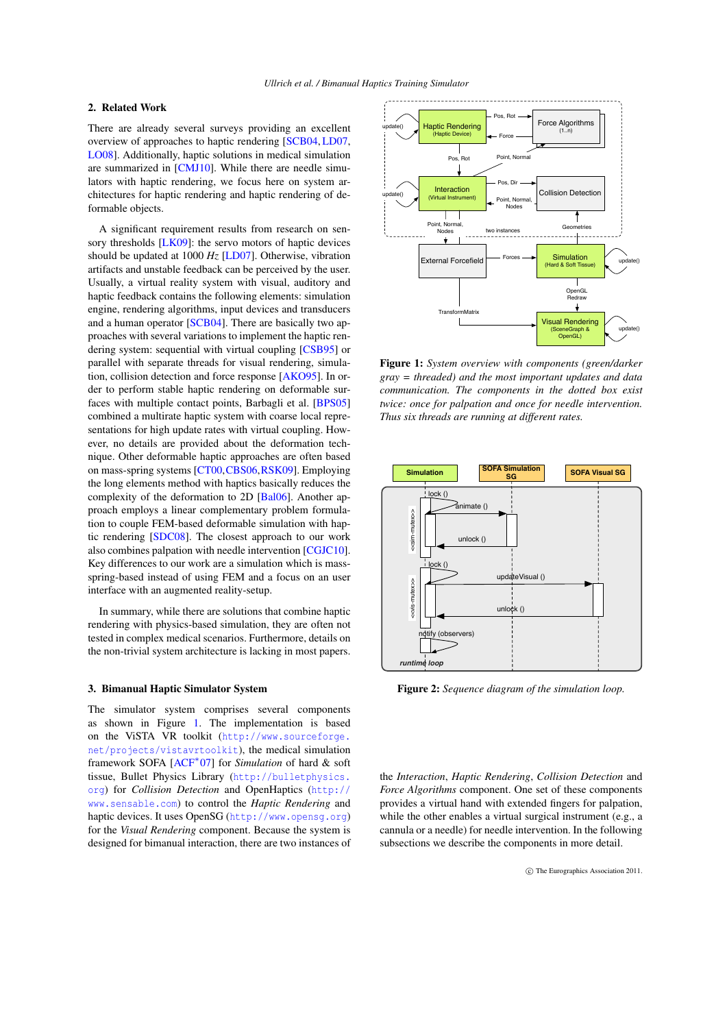## 2. Related Work

There are already several surveys providing an excellent overview of approaches to haptic rendering [SCB04, LD07, LO08]. Additionally, haptic solutions in medical simulation are summarized in [CMJ10]. While there are needle simulators with haptic rendering, we focus here on system architectures for haptic rendering and haptic rendering of deformable objects.

A significant requirement results from research on sensory thresholds [LK09]: the servo motors of haptic devices should be updated at 1000 *Hz* [LD07]. Otherwise, vibration artifacts and unstable feedback can be perceived by the user. Usually, a virtual reality system with visual, auditory and haptic feedback contains the following elements: simulation engine, rendering algorithms, input devices and transducers and a human operator [SCB04]. There are basically two approaches with several variations to implement the haptic rendering system: sequential with virtual coupling [CSB95] or parallel with separate threads for visual rendering, simulation, collision detection and force response [AKO95]. In order to perform stable haptic rendering on deformable surfaces with multiple contact points, Barbagli et al. [BPS05] combined a multirate haptic system with coarse local representations for high update rates with virtual coupling. However, no details are provided about the deformation technique. Other deformable haptic approaches are often based on mass-spring systems [CT00, CBS06, RSK09]. Employing the long elements method with haptics basically reduces the complexity of the deformation to 2D [Bal06]. Another approach employs a linear complementary problem formulation to couple FEM-based deformable simulation with haptic rendering [SDC08]. The closest approach to our work also combines palpation with needle intervention [CGJC10]. Key differences to our work are a simulation which is mass-spring-based instead of using FEM and a focus on an user interface with an augmented reality-setup.

In summary, while there are solutions that combine haptic rendering with physics-based simulation, they are often not tested in complex medical scenarios. Furthermore, details on the non-trivial system architecture is lacking in most papers.

## 3. Bimanual Haptic Simulator System

The simulator system comprises several components as shown in Figure 1. The implementation is based on the ViSTA VR toolkit (http://www.sourceforge.net/projects/vistavrtoolkit), the medical simulation framework SOFA [ACF*07] for *Simulation* of hard & soft tissue, Bullet Physics Library (http://bulletphysics.org) for *Collision Detection* and OpenHaptics (http://www.sensable.com) to control the *Haptic Rendering* and haptic devices. It uses OpenSG (http://www.opensg.org) for the *Visual Rendering* component. Because the system is designed for bimanual interaction, there are two instances of the *Interaction*, *Haptic Rendering*, *Collision Detection* and *Force Algorithms* component. One set of these components provides a virtual hand with extended fingers for palpation, while the other enables a virtual surgical instrument (e.g., a cannula or a needle) for needle intervention. In the following subsections we describe the components in more detail.

**Figure 1:** *System overview with components (green/darker gray = threaded) and the most important updates and data communication. The components in the dotted box exist twice: once for palpation and once for needle intervention. Thus six threads are running at different rates.*

**Figure 2:** *Sequence diagram of the simulation loop.*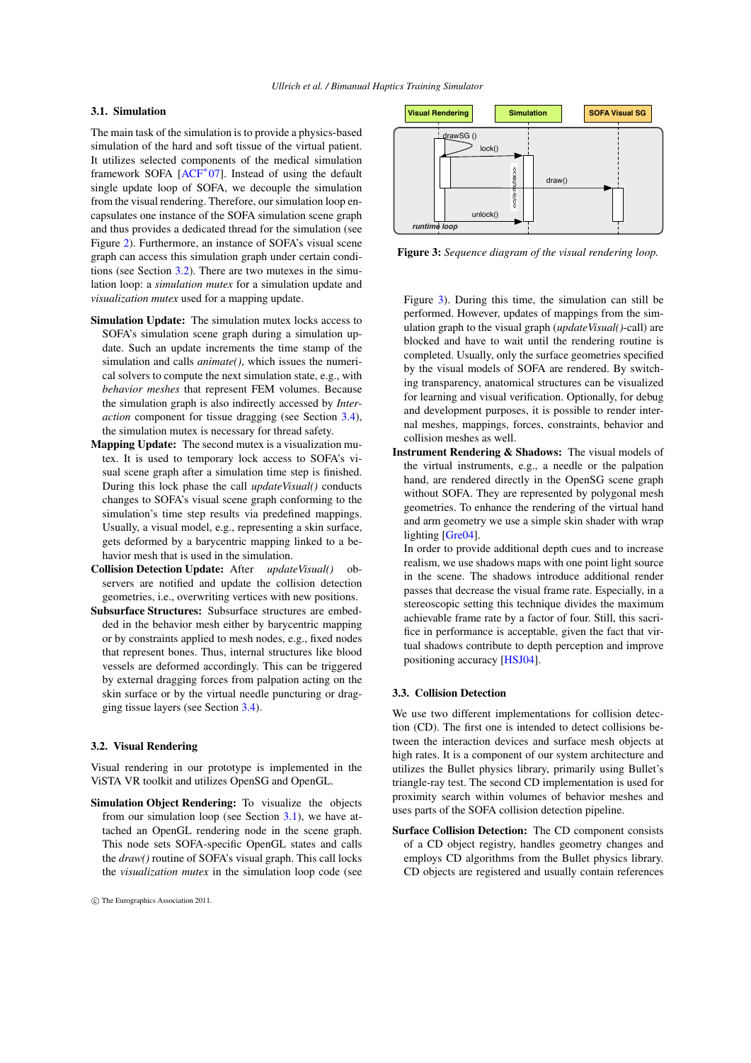### 3.1. Simulation

The main task of the simulation is to provide a physics-based simulation of the hard and soft tissue of the virtual patient. It utilizes selected components of the medical simulation framework SOFA [ACF*07]. Instead of using the default single update loop of SOFA, we decouple the simulation from the visual rendering. Therefore, our simulation loop encapsulates one instance of the SOFA simulation scene graph and thus provides a dedicated thread for the simulation (see Figure 2). Furthermore, an instance of SOFA's visual scene graph can access this simulation graph under certain conditions (see Section 3.2). There are two mutexes in the simulation loop: a *simulation mutex* for a simulation update and *visualization mutex* used for a mapping update.

**Simulation Update:** The simulation mutex locks access to SOFA's simulation scene graph during a simulation update. Such an update increments the time stamp of the simulation and calls *animate()*, which issues the numerical solvers to compute the next simulation state, e.g., with *behavior meshes* that represent FEM volumes. Because the simulation graph is also indirectly accessed by *Interaction* component for tissue dragging (see Section 3.4), the simulation mutex is necessary for thread safety.

**Mapping Update:** The second mutex is a visualization mutex. It is used to temporary lock access to SOFA's visual scene graph after a simulation time step is finished. During this lock phase the call *updateVisual()* conducts changes to SOFA's visual scene graph conforming to the simulation's time step results via predefined mappings. Usually, a visual model, e.g., representing a skin surface, gets deformed by a barycentric mapping linked to a behavior mesh that is used in the simulation.

**Collision Detection Update:** After *updateVisual()* observers are notified and update the collision detection geometries, i.e., overwriting vertices with new positions.

**Subsurface Structures:** Subsurface structures are embedded in the behavior mesh either by barycentric mapping or by constraints applied to mesh nodes, e.g., fixed nodes that represent bones. Thus, internal structures like blood vessels are deformed accordingly. This can be triggered by external dragging forces from palpation acting on the skin surface or by the virtual needle puncturing or dragging tissue layers (see Section 3.4).

### 3.2. Visual Rendering

Visual rendering in our prototype is implemented in the ViSTA VR toolkit and utilizes OpenSG and OpenGL.

**Simulation Object Rendering:** To visualize the objects from our simulation loop (see Section 3.1), we have attached an OpenGL rendering node in the scene graph. This node sets SOFA-specific OpenGL states and calls the *draw()* routine of SOFA's visual graph. This call locks the *visualization mutex* in the simulation loop code (see Figure 3). During this time, the simulation can still be performed. However, updates of mappings from the simulation graph to the visual graph (*updateVisual()*-call) are blocked and have to wait until the rendering routine is completed. Usually, only the surface geometries specified by the visual models of SOFA are rendered. By switching transparency, anatomical structures can be visualized for learning and visual verification. Optionally, for debug and development purposes, it is possible to render internal meshes, mappings, forces, constraints, behavior and collision meshes as well.

**Figure 3:** *Sequence diagram of the visual rendering loop.*

**Instrument Rendering & Shadows:** The visual models of the virtual instruments, e.g., a needle or the palpation hand, are rendered directly in the OpenSG scene graph without SOFA. They are represented by polygonal mesh geometries. To enhance the rendering of the virtual hand and arm geometry we use a simple skin shader with wrap lighting [Gre04].

In order to provide additional depth cues and to increase realism, we use shadows maps with one point light source in the scene. The shadows introduce additional render passes that decrease the visual frame rate. Especially, in a stereoscopic setting this technique divides the maximum achievable frame rate by a factor of four. Still, this sacrifice in performance is acceptable, given the fact that virtual shadows contribute to depth perception and improve positioning accuracy [HSJ04].

### 3.3. Collision Detection

We use two different implementations for collision detection (CD). The first one is intended to detect collisions between the interaction devices and surface mesh objects at high rates. It is a component of our system architecture and utilizes the Bullet physics library, primarily using Bullet's triangle-ray test. The second CD implementation is used for proximity search within volumes of behavior meshes and uses parts of the SOFA collision detection pipeline.

**Surface Collision Detection:** The CD component consists of a CD object registry, handles geometry changes and employs CD algorithms from the Bullet physics library. CD objects are registered and usually contain references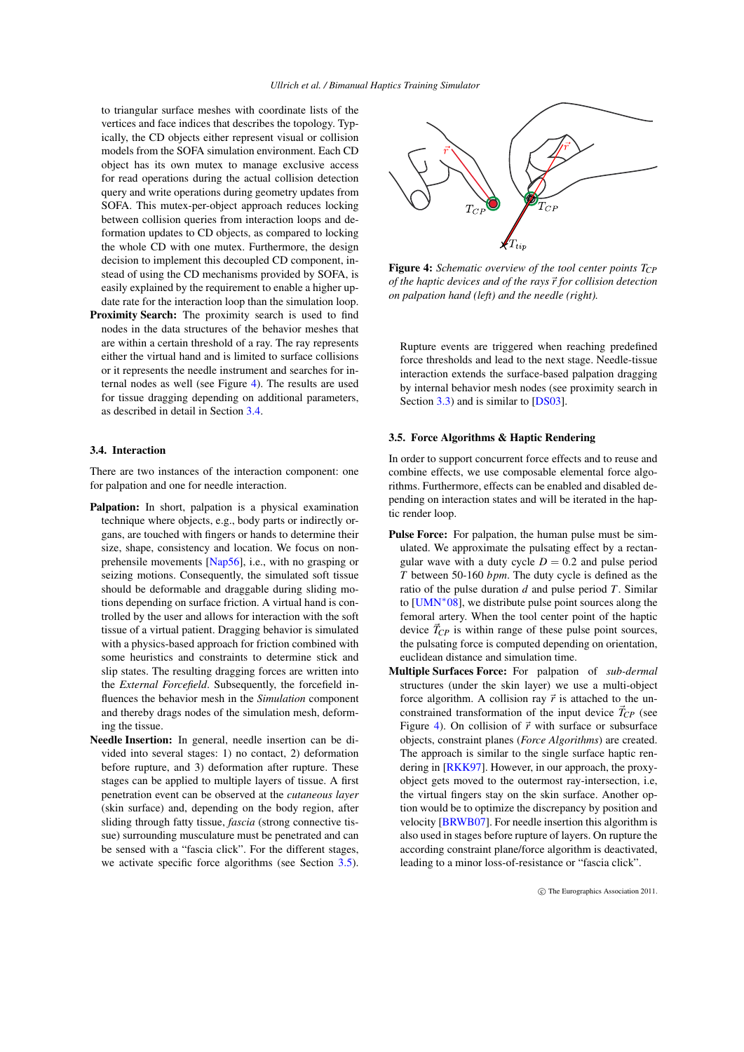to triangular surface meshes with coordinate lists of the vertices and face indices that describes the topology. Typically, the CD objects either represent visual or collision models from the SOFA simulation environment. Each CD object has its own mutex to manage exclusive access for read operations during the actual collision detection query and write operations during geometry updates from SOFA. This mutex-per-object approach reduces locking between collision queries from interaction loops and deformation updates to CD objects, as compared to locking the whole CD with one mutex. Furthermore, the design decision to implement this decoupled CD component, instead of using the CD mechanisms provided by SOFA, is easily explained by the requirement to enable a higher update rate for the interaction loop than the simulation loop.

**Proximity Search:** The proximity search is used to find nodes in the data structures of the behavior meshes that are within a certain threshold of a ray. The ray represents either the virtual hand and is limited to surface collisions or it represents the needle instrument and searches for internal nodes as well (see Figure 4). The results are used for tissue dragging depending on additional parameters, as described in detail in Section 3.4.

### 3.4. Interaction

There are two instances of the interaction component: one for palpation and one for needle interaction.

**Palpation:** In short, palpation is a physical examination technique where objects, e.g., body parts or indirectly organs, are touched with fingers or hands to determine their size, shape, consistency and location. We focus on non-prehensile movements [Nap56], i.e., with no grasping or seizing motions. Consequently, the simulated soft tissue should be deformable and draggable during sliding motions depending on surface friction. A virtual hand is controlled by the user and allows for interaction with the soft tissue of a virtual patient. Dragging behavior is simulated with a physics-based approach for friction combined with some heuristics and constraints to determine stick and slip states. The resulting dragging forces are written into the *External Forcefield*. Subsequently, the forcefield influences the behavior mesh in the *Simulation* component and thereby drags nodes of the simulation mesh, deforming the tissue.

**Needle Insertion:** In general, needle insertion can be divided into several stages: 1) no contact, 2) deformation before rupture, and 3) deformation after rupture. These stages can be applied to multiple layers of tissue. A first penetration event can be observed at the *cutaneous layer* (skin surface) and, depending on the body region, after sliding through fatty tissue, *fascia* (strong connective tissue) surrounding musculature must be penetrated and can be sensed with a "fascia click". For the different stages, we activate specific force algorithms (see Section 3.5). Rupture events are triggered when reaching predefined force thresholds and lead to the next stage. Needle-tissue interaction extends the surface-based palpation dragging by internal behavior mesh nodes (see proximity search in Section 3.3) and is similar to [DS03].

**Figure 4:** *Schematic overview of the tool center points $T_{CP}$ of the haptic devices and of the rays $\vec{r}$ for collision detection on palpation hand (left) and the needle (right).*

### 3.5. Force Algorithms & Haptic Rendering

In order to support concurrent force effects and to reuse and combine effects, we use composable elemental force algorithms. Furthermore, effects can be enabled and disabled depending on interaction states and will be iterated in the haptic render loop.

**Pulse Force:** For palpation, the human pulse must be simulated. We approximate the pulsating effect by a rectangular wave with a duty cycle $D = 0.2$ and pulse period $T$ between 50-160 *bpm*. The duty cycle is defined as the ratio of the pulse duration $d$ and pulse period $T$. Similar to [UMN*08], we distribute pulse point sources along the femoral artery. When the tool center point of the haptic device $\vec{T}_{CP}$ is within range of these pulse point sources, the pulsating force is computed depending on orientation, euclidean distance and simulation time.

**Multiple Surfaces Force:** For palpation of *sub-dermal* structures (under the skin layer) we use a multi-object force algorithm. A collision ray $\vec{r}$ is attached to the unconstrained transformation of the input device $\vec{T}_{CP}$ (see Figure 4). On collision of $\vec{r}$ with surface or subsurface objects, constraint planes (*Force Algorithms*) are created. The approach is similar to the single surface haptic rendering in [RKK97]. However, in our approach, the proxy-object gets moved to the outermost ray-intersection, i.e, the virtual fingers stay on the skin surface. Another option would be to optimize the discrepancy by position and velocity [BRWB07]. For needle insertion this algorithm is also used in stages before rupture of layers. On rupture the according constraint plane/force algorithm is deactivated, leading to a minor loss-of-resistance or "fascia click".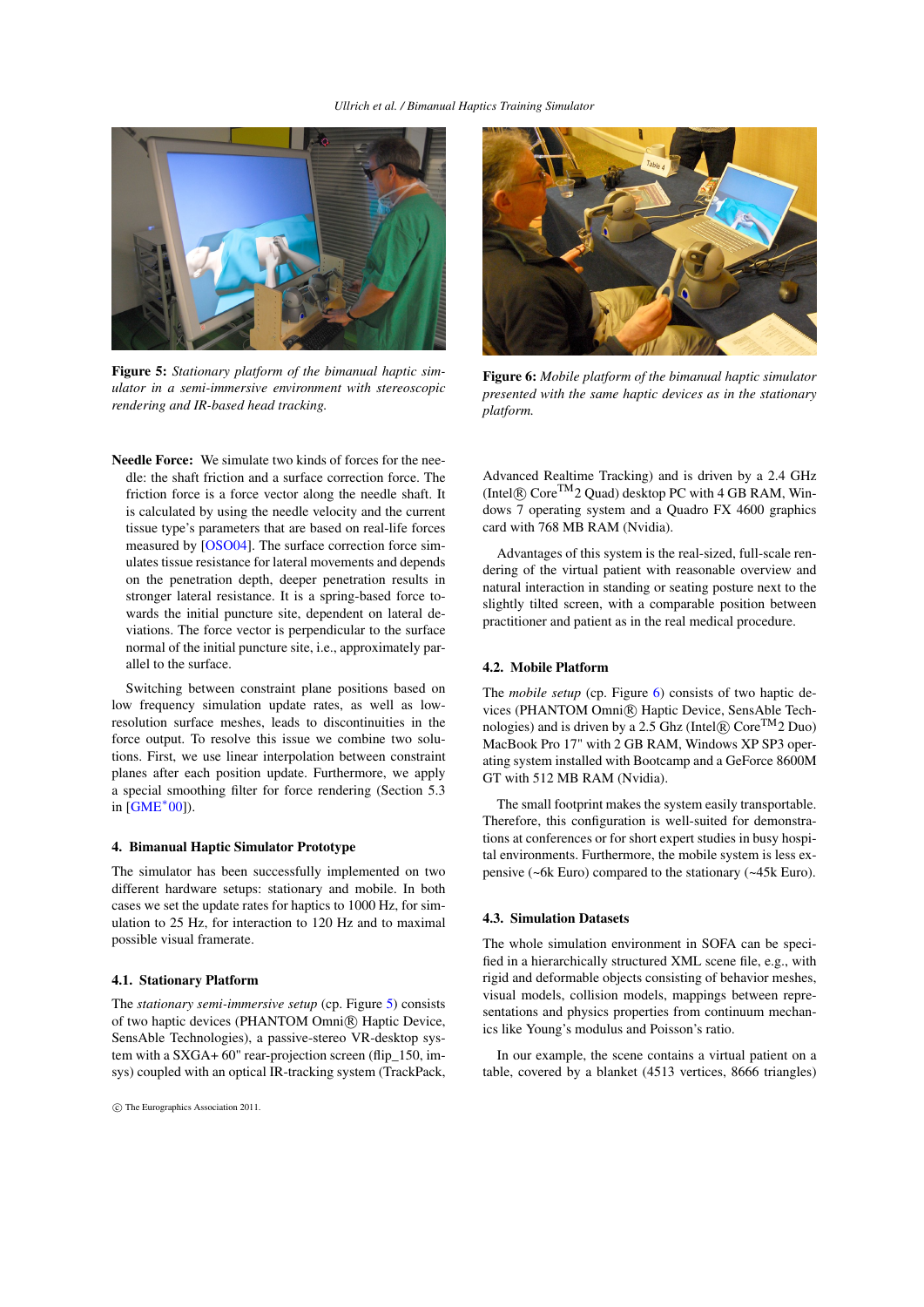**Figure 5:** *Stationary platform of the bimanual haptic simulator in a semi-immersive environment with stereoscopic rendering and IR-based head tracking.*

**Figure 6:** *Mobile platform of the bimanual haptic simulator presented with the same haptic devices as in the stationary platform.*

**Needle Force:** We simulate two kinds of forces for the needle: the shaft friction and a surface correction force. The friction force is a force vector along the needle shaft. It is calculated by using the needle velocity and the current tissue type's parameters that are based on real-life forces measured by [OSO04]. The surface correction force simulates tissue resistance for lateral movements and depends on the penetration depth, deeper penetration results in stronger lateral resistance. It is a spring-based force towards the initial puncture site, dependent on lateral deviations. The force vector is perpendicular to the surface normal of the initial puncture site, i.e., approximately parallel to the surface.

Switching between constraint plane positions based on low frequency simulation update rates, as well as low-resolution surface meshes, leads to discontinuities in the force output. To resolve this issue we combine two solutions. First, we use linear interpolation between constraint planes after each position update. Furthermore, we apply a special smoothing filter for force rendering (Section 5.3 in [GME*00]).

## 4. Bimanual Haptic Simulator Prototype

The simulator has been successfully implemented on two different hardware setups: stationary and mobile. In both cases we set the update rates for haptics to 1000 Hz, for simulation to 25 Hz, for interaction to 120 Hz and to maximal possible visual framerate.

### 4.1. Stationary Platform

The *stationary semi-immersive setup* (cp. Figure 5) consists of two haptic devices (PHANTOM Omni® Haptic Device, SensAble Technologies), a passive-stereo VR-desktop system with a SXGA+ 60" rear-projection screen (flip_150, imsys) coupled with an optical IR-tracking system (TrackPack, Advanced Realtime Tracking) and is driven by a 2.4 GHz (Intel® Core™2 Quad) desktop PC with 4 GB RAM, Windows 7 operating system and a Quadro FX 4600 graphics card with 768 MB RAM (Nvidia).

Advantages of this system is the real-sized, full-scale rendering of the virtual patient with reasonable overview and natural interaction in standing or seating posture next to the slightly tilted screen, with a comparable position between practitioner and patient as in the real medical procedure.

### 4.2. Mobile Platform

The *mobile setup* (cp. Figure 6) consists of two haptic devices (PHANTOM Omni® Haptic Device, SensAble Technologies) and is driven by a 2.5 Ghz (Intel® Core™2 Duo) MacBook Pro 17" with 2 GB RAM, Windows XP SP3 operating system installed with Bootcamp and a GeForce 8600M GT with 512 MB RAM (Nvidia).

The small footprint makes the system easily transportable. Therefore, this configuration is well-suited for demonstrations at conferences or for short expert studies in busy hospital environments. Furthermore, the mobile system is less expensive (~6k Euro) compared to the stationary (~45k Euro).

### 4.3. Simulation Datasets

The whole simulation environment in SOFA can be specified in a hierarchically structured XML scene file, e.g., with rigid and deformable objects consisting of behavior meshes, visual models, collision models, mappings between representations and physics properties from continuum mechanics like Young's modulus and Poisson's ratio.

In our example, the scene contains a virtual patient on a table, covered by a blanket (4513 vertices, 8666 triangles)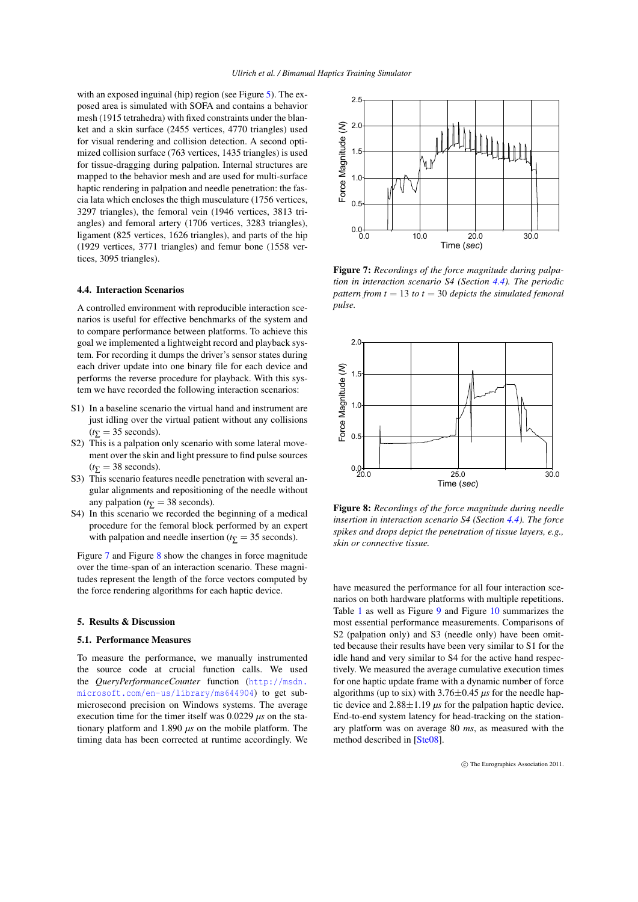with an exposed inguinal (hip) region (see Figure 5). The exposed area is simulated with SOFA and contains a behavior mesh (1915 tetrahedra) with fixed constraints under the blanket and a skin surface (2455 vertices, 4770 triangles) used for visual rendering and collision detection. A second optimized collision surface (763 vertices, 1435 triangles) is used for tissue-dragging during palpation. Internal structures are mapped to the behavior mesh and are used for multi-surface haptic rendering in palpation and needle penetration: the fascia lata which encloses the thigh musculature (1756 vertices, 3297 triangles), the femoral vein (1946 vertices, 3813 triangles) and femoral artery (1706 vertices, 3283 triangles), ligament (825 vertices, 1626 triangles), and parts of the hip (1929 vertices, 3771 triangles) and femur bone (1558 vertices, 3095 triangles).

### 4.4. Interaction Scenarios

A controlled environment with reproducible interaction scenarios is useful for effective benchmarks of the system and to compare performance between platforms. To achieve this goal we implemented a lightweight record and playback system. For recording it dumps the driver's sensor states during each driver update into one binary file for each device and performs the reverse procedure for playback. With this system we have recorded the following interaction scenarios:

- S1) In a baseline scenario the virtual hand and instrument are just idling over the virtual patient without any collisions ($t_{\sum} = 35$ seconds).
- S2) This is a palpation only scenario with some lateral movement over the skin and light pressure to find pulse sources ($t_{\sum} = 38$ seconds).
- S3) This scenario features needle penetration with several angular alignments and repositioning of the needle without any palpation ($t_{\sum} = 38$ seconds).
- S4) In this scenario we recorded the beginning of a medical procedure for the femoral block performed by an expert with palpation and needle insertion ($t_{\sum} = 35$ seconds).

Figure 7 and Figure 8 show the changes in force magnitude over the time-span of an interaction scenario. These magnitudes represent the length of the force vectors computed by the force rendering algorithms for each haptic device.

**Figure 7:** *Recordings of the force magnitude during palpation in interaction scenario S4 (Section 4.4). The periodic pattern from $t = 13$ to $t = 30$ depicts the simulated femoral pulse.*

**Figure 8:** *Recordings of the force magnitude during needle insertion in interaction scenario S4 (Section 4.4). The force spikes and drops depict the penetration of tissue layers, e.g., skin or connective tissue.*

## 5. Results & Discussion

### 5.1. Performance Measures

To measure the performance, we manually instrumented the source code at crucial function calls. We used the *QueryPerformanceCounter* function (http://msdn.microsoft.com/en-us/library/ms644904) to get sub-microsecond precision on Windows systems. The average execution time for the timer itself was 0.0229 *µs* on the stationary platform and 1.890 *µs* on the mobile platform. The timing data has been corrected at runtime accordingly. We have measured the performance for all four interaction scenarios on both hardware platforms with multiple repetitions. Table 1 as well as Figure 9 and Figure 10 summarizes the most essential performance measurements. Comparisons of S2 (palpation only) and S3 (needle only) have been omitted because their results have been very similar to S1 for the idle hand and very similar to S4 for the active hand respectively. We measured the average cumulative execution times for one haptic update frame with a dynamic number of force algorithms (up to six) with $3.76 \pm 0.45$ *µs* for the needle haptic device and $2.88 \pm 1.19$ *µs* for the palpation haptic device. End-to-end system latency for head-tracking on the stationary platform was on average 80 *ms*, as measured with the method described in [Ste08].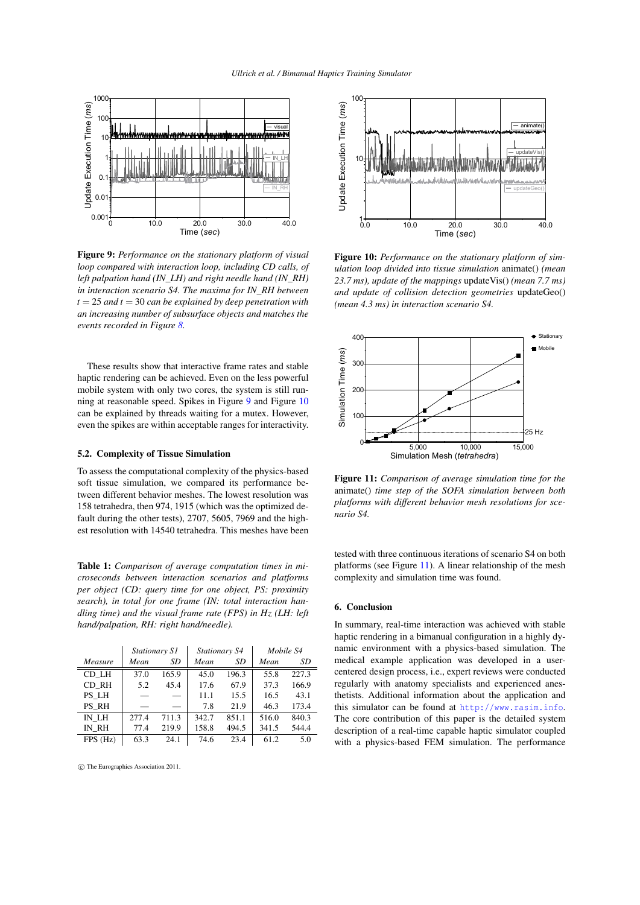**Figure 9:** *Performance on the stationary platform of visual loop compared with interaction loop, including CD calls, of left palpation hand (IN_LH) and right needle hand (IN_RH) in interaction scenario S4. The maxima for IN_RH between $t = 25$ and $t = 30$ can be explained by deep penetration with an increasing number of subsurface objects and matches the events recorded in Figure 8.*

**Figure 10:** *Performance on the stationary platform of simulation loop divided into tissue simulation* animate() *(mean 23.7 ms), update of the mappings* updateVis() *(mean 7.7 ms) and update of collision detection geometries* updateGeo() *(mean 4.3 ms) in interaction scenario S4.*

These results show that interactive frame rates and stable haptic rendering can be achieved. Even on the less powerful mobile system with only two cores, the system is still running at reasonable speed. Spikes in Figure 9 and Figure 10 can be explained by threads waiting for a mutex. However, even the spikes are within acceptable ranges for interactivity.

### 5.2. Complexity of Tissue Simulation

To assess the computational complexity of the physics-based soft tissue simulation, we compared its performance between different behavior meshes. The lowest resolution was 158 tetrahedra, then 974, 1915 (which was the optimized default during the other tests), 2707, 5605, 7969 and the highest resolution with 14540 tetrahedra. This meshes have been tested with three continuous iterations of scenario S4 on both platforms (see Figure 11). A linear relationship of the mesh complexity and simulation time was found.

**Figure 11:** *Comparison of average simulation time for the* animate() *time step of the SOFA simulation between both platforms with different behavior mesh resolutions for scenario S4.*

**Table 1:** *Comparison of average computation times in microseconds between interaction scenarios and platforms per object (CD: query time for one object, PS: proximity search), in total for one frame (IN: total interaction handling time) and the visual frame rate (FPS) in Hz (LH: left hand/palpation, RH: right hand/needle).*

| | *Stationary S1* | | *Stationary S4* | | *Mobile S4* | |
|---|---|---|---|---|---|---|
| *Measure* | *Mean* | *SD* | *Mean* | *SD* | *Mean* | *SD* |
| CD_LH | 37.0 | 165.9 | 45.0 | 196.3 | 55.8 | 227.3 |
| CD_RH | 5.2 | 45.4 | 17.6 | 67.9 | 37.3 | 166.9 |
| PS_LH | — | — | 11.1 | 15.5 | 16.5 | 43.1 |
| PS_RH | — | — | 7.8 | 21.9 | 46.3 | 173.4 |
| IN_LH | 277.4 | 711.3 | 342.7 | 851.1 | 516.0 | 840.3 |
| IN_RH | 77.4 | 219.9 | 158.8 | 494.5 | 341.5 | 544.4 |
| FPS (Hz) | 63.3 | 24.1 | 74.6 | 23.4 | 61.2 | 5.0 |

## 6. Conclusion

In summary, real-time interaction was achieved with stable haptic rendering in a bimanual configuration in a highly dynamic environment with a physics-based simulation. The medical example application was developed in a user-centered design process, i.e., expert reviews were conducted regularly with anatomy specialists and experienced anesthetists. Additional information about the application and this simulator can be found at http://www.rasim.info. The core contribution of this paper is the detailed system description of a real-time capable haptic simulator coupled with a physics-based FEM simulation. The performance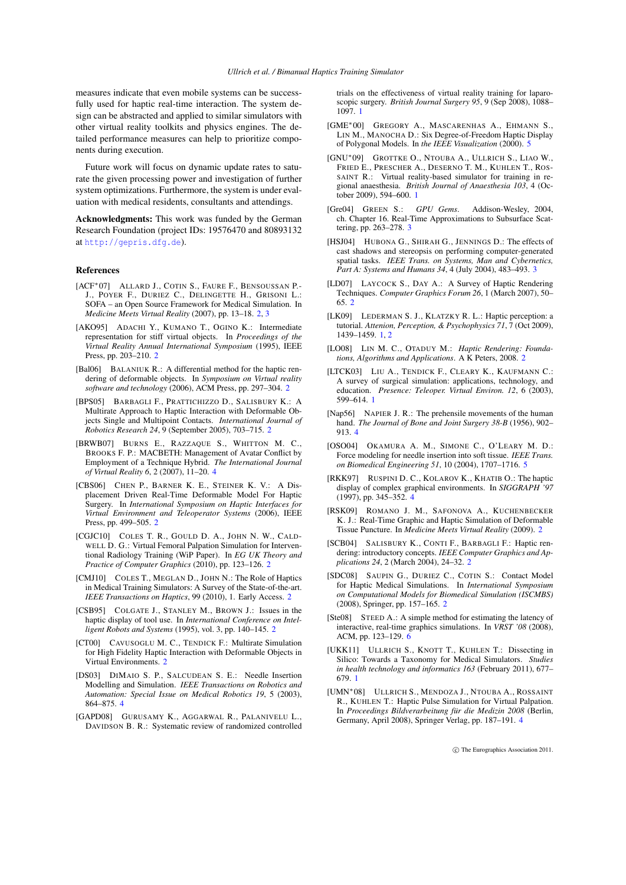measures indicate that even mobile systems can be successfully used for haptic real-time interaction. The system design can be abstracted and applied to similar simulators with other virtual reality toolkits and physics engines. The detailed performance measures can help to prioritize components during execution.

Future work will focus on dynamic update rates to saturate the given processing power and investigation of further system optimizations. Furthermore, the system is under evaluation with medical residents, consultants and attendings.

**Acknowledgments:** This work was funded by the German Research Foundation (project IDs: 19576470 and 80893132 at http://gepris.dfg.de).

## References

[ACF*07] ALLARD J., COTIN S., FAURE F., BENSOUSSAN P.-J., POYER F., DURIEZ C., DELINGETTE H., GRISONI L.: SOFA – an Open Source Framework for Medical Simulation. In *Medicine Meets Virtual Reality* (2007), pp. 13–18. 2, 3

[AKO95] ADACHI Y., KUMANO T., OGINO K.: Intermediate representation for stiff virtual objects. In *Proceedings of the Virtual Reality Annual International Symposium* (1995), IEEE Press, pp. 203–210. 2

[Bal06] BALANIUK R.: A differential method for the haptic rendering of deformable objects. In *Symposium on Virtual reality software and technology* (2006), ACM Press, pp. 297–304. 2

[BPS05] BARBAGLI F., PRATTICHIZZO D., SALISBURY K.: A Multirate Approach to Haptic Interaction with Deformable Objects Single and Multipoint Contacts. *International Journal of Robotics Research 24*, 9 (September 2005), 703–715. 2

[BRWB07] BURNS E., RAZZAQUE S., WHITTON M. C., BROOKS F. P.: MACBETH: Management of Avatar Conflict by Employment of a Technique Hybrid. *The International Journal of Virtual Reality 6*, 2 (2007), 11–20. 4

[CBS06] CHEN P., BARNER K. E., STEINER K. V.: A Displacement Driven Real-Time Deformable Model For Haptic Surgery. In *International Symposium on Haptic Interfaces for Virtual Environment and Teleoperator Systems* (2006), IEEE Press, pp. 499–505. 2

[CGJC10] COLES T. R., GOULD D. A., JOHN N. W., CALDWELL D. G.: Virtual Femoral Palpation Simulation for Interventional Radiology Training (WiP Paper). In *EG UK Theory and Practice of Computer Graphics* (2010), pp. 123–126. 2

[CMJ10] COLES T., MEGLAN D., JOHN N.: The Role of Haptics in Medical Training Simulators: A Survey of the State-of-the-art. *IEEE Transactions on Haptics*, 99 (2010), 1. Early Access. 2

[CSB95] COLGATE J., STANLEY M., BROWN J.: Issues in the haptic display of tool use. In *International Conference on Intelligent Robots and Systems* (1995), vol. 3, pp. 140–145. 2

[CT00] CAVUSOGLU M. C., TENDICK F.: Multirate Simulation for High Fidelity Haptic Interaction with Deformable Objects in Virtual Environments. 2

[DS03] DIMAIO S. P., SALCUDEAN S. E.: Needle Insertion Modelling and Simulation. *IEEE Transactions on Robotics and Automation: Special Issue on Medical Robotics 19*, 5 (2003), 864–875. 4

[GAPD08] GURUSAMY K., AGGARWAL R., PALANIVELU L., DAVIDSON B. R.: Systematic review of randomized controlled trials on the effectiveness of virtual reality training for laparoscopic surgery. *British Journal Surgery 95*, 9 (Sep 2008), 1088–1097. 1

[GME*00] GREGORY A., MASCARENHAS A., EHMANN S., LIN M., MANOCHA D.: Six Degree-of-Freedom Haptic Display of Polygonal Models. In *the IEEE Visualization* (2000). 5

[GNU*09] GROTTKE O., NTOUBA A., ULLRICH S., LIAO W., FRIED E., PRESCHER A., DESERNO T. M., KUHLEN T., ROSSAINT R.: Virtual reality-based simulator for training in regional anaesthesia. *British Journal of Anaesthesia 103*, 4 (October 2009), 594–600. 1

[Gre04] GREEN S.: *GPU Gems*. Addison-Wesley, 2004, ch. Chapter 16. Real-Time Approximations to Subsurface Scattering, pp. 263–278. 3

[HSJ04] HUBONA G., SHIRAH G., JENNINGS D.: The effects of cast shadows and stereopsis on performing computer-generated spatial tasks. *IEEE Trans. on Systems, Man and Cybernetics, Part A: Systems and Humans 34*, 4 (July 2004), 483–493. 3

[LD07] LAYCOCK S., DAY A.: A Survey of Haptic Rendering Techniques. *Computer Graphics Forum 26*, 1 (March 2007), 50–65. 2

[LK09] LEDERMAN S. J., KLATZKY R. L.: Haptic perception: a tutorial. *Attenion, Perception, & Psychophysics 71*, 7 (Oct 2009), 1439–1459. 1, 2

[LO08] LIN M. C., OTADUY M.: *Haptic Rendering: Foundations, Algorithms and Applications*. A K Peters, 2008. 2

[LTCK03] LIU A., TENDICK F., CLEARY K., KAUFMANN C.: A survey of surgical simulation: applications, technology, and education. *Presence: Teleoper. Virtual Environ. 12*, 6 (2003), 599–614. 1

[Nap56] NAPIER J. R.: The prehensile movements of the human hand. *The Journal of Bone and Joint Surgery 38-B* (1956), 902–913. 4

[OSO04] OKAMURA A. M., SIMONE C., O'LEARY M. D.: Force modeling for needle insertion into soft tissue. *IEEE Trans. on Biomedical Engineering 51*, 10 (2004), 1707–1716. 5

[RKK97] RUSPINI D. C., KOLAROV K., KHATIB O.: The haptic display of complex graphical environments. In *SIGGRAPH '97* (1997), pp. 345–352. 4

[RSK09] ROMANO J. M., SAFONOVA A., KUCHENBECKER K. J.: Real-Time Graphic and Haptic Simulation of Deformable Tissue Puncture. In *Medicine Meets Virtual Reality* (2009). 2

[SCB04] SALISBURY K., CONTI F., BARBAGLI F.: Haptic rendering: introductory concepts. *IEEE Computer Graphics and Applications 24*, 2 (March 2004), 24–32. 2

[SDC08] SAUPIN G., DURIEZ C., COTIN S.: Contact Model for Haptic Medical Simulations. In *International Symposium on Computational Models for Biomedical Simulation (ISCMBS)* (2008), Springer, pp. 157–165. 2

[Ste08] STEED A.: A simple method for estimating the latency of interactive, real-time graphics simulations. In *VRST '08* (2008), ACM, pp. 123–129. 6

[UKK11] ULLRICH S., KNOTT T., KUHLEN T.: Dissecting in Silico: Towards a Taxonomy for Medical Simulators. *Studies in health technology and informatics 163* (February 2011), 677–679. 1

[UMN*08] ULLRICH S., MENDOZA J., NTOUBA A., ROSSAINT R., KUHLEN T.: Haptic Pulse Simulation for Virtual Palpation. In *Proceedings Bildverarbeitung für die Medizin 2008* (Berlin, Germany, April 2008), Springer Verlag, pp. 187–191. 4